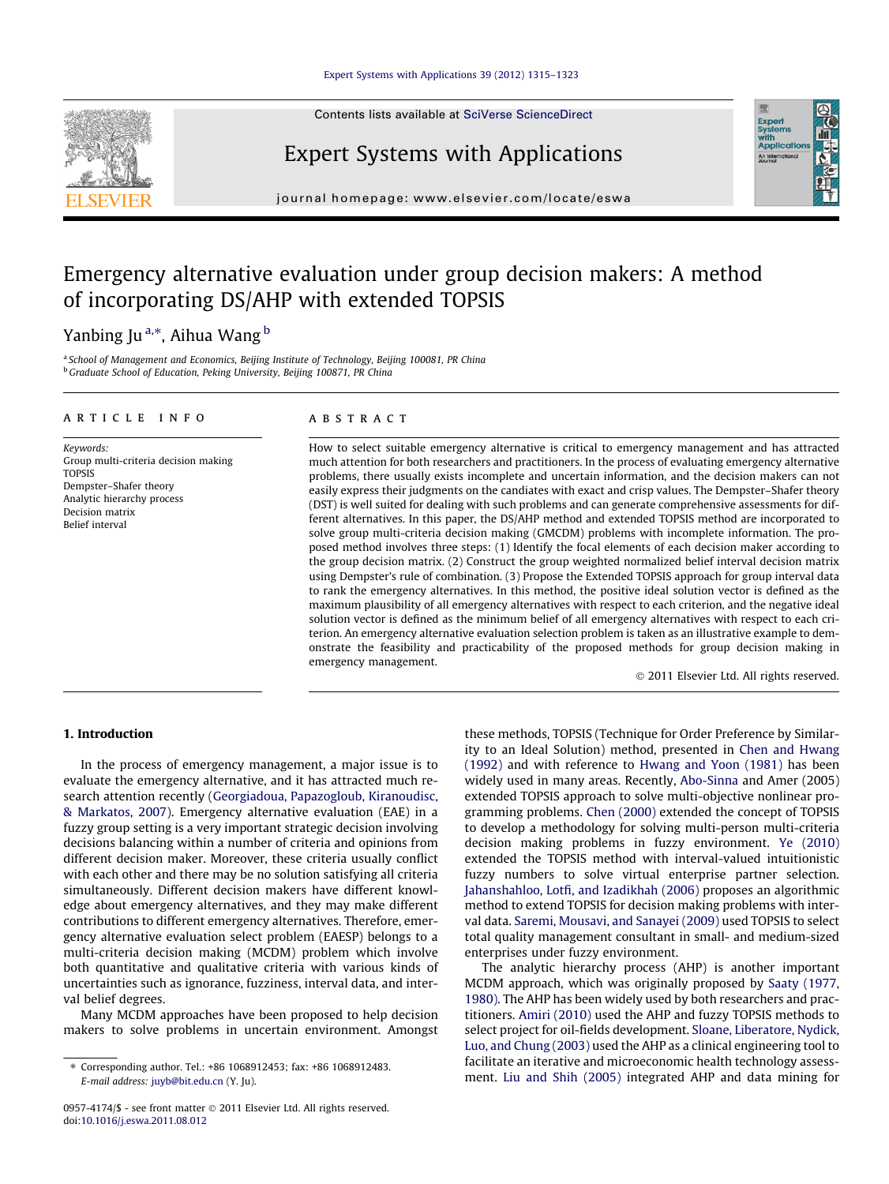# Emergency alternative evaluation under group decision makers: A method of incorporating DS/AHP with extended TOPSIS

Yanbing Ju [a,*], Aihua Wang [b]

[a] School of Management and Economics, Beijing Institute of Technology, Beijing 100081, PR China
[b] Graduate School of Education, Peking University, Beijing 100871, PR China

## ARTICLE INFO

*Keywords:*
Group multi-criteria decision making
TOPSIS
Dempster–Shafer theory
Analytic hierarchy process
Decision matrix
Belief interval

## ABSTRACT

How to select suitable emergency alternative is critical to emergency management and has attracted much attention for both researchers and practitioners. In the process of evaluating emergency alternative problems, there usually exists incomplete and uncertain information, and the decision makers can not easily express their judgments on the candiates with exact and crisp values. The Dempster–Shafer theory (DST) is well suited for dealing with such problems and can generate comprehensive assessments for different alternatives. In this paper, the DS/AHP method and extended TOPSIS method are incorporated to solve group multi-criteria decision making (GMCDM) problems with incomplete information. The proposed method involves three steps: (1) Identify the focal elements of each decision maker according to the group decision matrix. (2) Construct the group weighted normalized belief interval decision matrix using Dempster's rule of combination. (3) Propose the Extended TOPSIS approach for group interval data to rank the emergency alternatives. In this method, the positive ideal solution vector is defined as the maximum plausibility of all emergency alternatives with respect to each criterion, and the negative ideal solution vector is defined as the minimum belief of all emergency alternatives with respect to each criterion. An emergency alternative evaluation selection problem is taken as an illustrative example to demonstrate the feasibility and practicability of the proposed methods for group decision making in emergency management.

© 2011 Elsevier Ltd. All rights reserved.

## 1. Introduction

In the process of emergency management, a major issue is to evaluate the emergency alternative, and it has attracted much research attention recently (Georgiadoua, Papazogloub, Kiranoudisc, & Markatos, 2007). Emergency alternative evaluation (EAE) in a fuzzy group setting is a very important strategic decision involving decisions balancing within a number of criteria and opinions from different decision maker. Moreover, these criteria usually conflict with each other and there may be no solution satisfying all criteria simultaneously. Different decision makers have different knowledge about emergency alternatives, and they may make different contributions to different emergency alternatives. Therefore, emergency alternative evaluation select problem (EAESP) belongs to a multi-criteria decision making (MCDM) problem which involve both quantitative and qualitative criteria with various kinds of uncertainties such as ignorance, fuzziness, interval data, and interval belief degrees.

Many MCDM approaches have been proposed to help decision makers to solve problems in uncertain environment. Amongst these methods, TOPSIS (Technique for Order Preference by Similarity to an Ideal Solution) method, presented in Chen and Hwang (1992) and with reference to Hwang and Yoon (1981) has been widely used in many areas. Recently, Abo-Sinna and Amer (2005) extended TOPSIS approach to solve multi-objective nonlinear programming problems. Chen (2000) extended the concept of TOPSIS to develop a methodology for solving multi-person multi-criteria decision making problems in fuzzy environment. Ye (2010) extended the TOPSIS method with interval-valued intuitionistic fuzzy numbers to solve virtual enterprise partner selection. Jahanshahloo, Lotfi, and Izadikhah (2006) proposes an algorithmic method to extend TOPSIS for decision making problems with interval data. Saremi, Mousavi, and Sanayei (2009) used TOPSIS to select total quality management consultant in small- and medium-sized enterprises under fuzzy environment.

The analytic hierarchy process (AHP) is another important MCDM approach, which was originally proposed by Saaty (1977, 1980). The AHP has been widely used by both researchers and practitioners. Amiri (2010) used the AHP and fuzzy TOPSIS methods to select project for oil-fields development. Sloane, Liberatore, Nydick, Luo, and Chung (2003) used the AHP as a clinical engineering tool to facilitate an iterative and microeconomic health technology assessment. Liu and Shih (2005) integrated AHP and data mining for

---

* Corresponding author. Tel.: +86 1068912453; fax: +86 1068912483.
*E-mail address:* juyb@bit.edu.cn (Y. Ju).

0957-4174/$ - see front matter © 2011 Elsevier Ltd. All rights reserved.
doi:10.1016/j.eswa.2011.08.012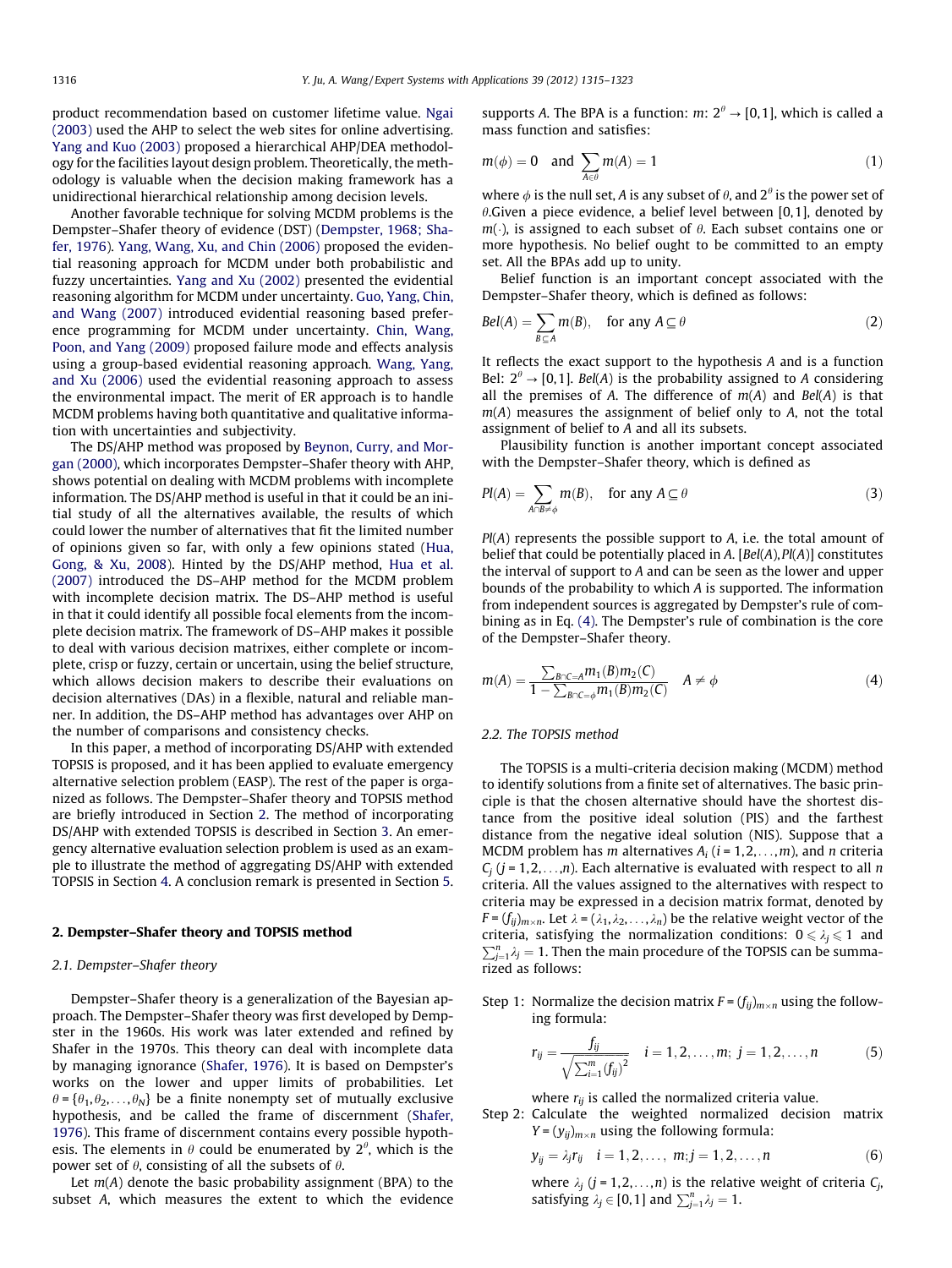product recommendation based on customer lifetime value. Ngai (2003) used the AHP to select the web sites for online advertising. Yang and Kuo (2003) proposed a hierarchical AHP/DEA methodology for the facilities layout design problem. Theoretically, the methodology is valuable when the decision making framework has a unidirectional hierarchical relationship among decision levels.

Another favorable technique for solving MCDM problems is the Dempster–Shafer theory of evidence (DST) (Dempster, 1968; Shafer, 1976). Yang, Wang, Xu, and Chin (2006) proposed the evidential reasoning approach for MCDM under both probabilistic and fuzzy uncertainties. Yang and Xu (2002) presented the evidential reasoning algorithm for MCDM under uncertainty. Guo, Yang, Chin, and Wang (2007) introduced evidential reasoning based preference programming for MCDM under uncertainty. Chin, Wang, Poon, and Yang (2009) proposed failure mode and effects analysis using a group-based evidential reasoning approach. Wang, Yang, and Xu (2006) used the evidential reasoning approach to assess the environmental impact. The merit of ER approach is to handle MCDM problems having both quantitative and qualitative information with uncertainties and subjectivity.

The DS/AHP method was proposed by Beynon, Curry, and Morgan (2000), which incorporates Dempster–Shafer theory with AHP, shows potential on dealing with MCDM problems with incomplete information. The DS/AHP method is useful in that it could be an initial study of all the alternatives available, the results of which could lower the number of alternatives that fit the limited number of opinions given so far, with only a few opinions stated (Hua, Gong, & Xu, 2008). Hinted by the DS/AHP method, Hua et al. (2007) introduced the DS–AHP method for the MCDM problem with incomplete decision matrix. The DS–AHP method is useful in that it could identify all possible focal elements from the incomplete decision matrix. The framework of DS–AHP makes it possible to deal with various decision matrixes, either complete or incomplete, crisp or fuzzy, certain or uncertain, using the belief structure, which allows decision makers to describe their evaluations on decision alternatives (DAs) in a flexible, natural and reliable manner. In addition, the DS–AHP method has advantages over AHP on the number of comparisons and consistency checks.

In this paper, a method of incorporating DS/AHP with extended TOPSIS is proposed, and it has been applied to evaluate emergency alternative selection problem (EASP). The rest of the paper is organized as follows. The Dempster–Shafer theory and TOPSIS method are briefly introduced in Section 2. The method of incorporating DS/AHP with extended TOPSIS is described in Section 3. An emergency alternative evaluation selection problem is used as an example to illustrate the method of aggregating DS/AHP with extended TOPSIS in Section 4. A conclusion remark is presented in Section 5.

## 2. Dempster–Shafer theory and TOPSIS method

### 2.1. Dempster–Shafer theory

Dempster–Shafer theory is a generalization of the Bayesian approach. The Dempster–Shafer theory was first developed by Dempster in the 1960s. His work was later extended and refined by Shafer in the 1970s. This theory can deal with incomplete data by managing ignorance (Shafer, 1976). It is based on Dempster's works on the lower and upper limits of probabilities. Let $\theta = \{\theta_1, \theta_2, \ldots, \theta_N\}$ be a finite nonempty set of mutually exclusive hypothesis, and be called the frame of discernment (Shafer, 1976). This frame of discernment contains every possible hypothesis. The elements in $\theta$ could be enumerated by $2^\theta$, which is the power set of $\theta$, consisting of all the subsets of $\theta$.

Let $m(A)$ denote the basic probability assignment (BPA) to the subset $A$, which measures the extent to which the evidence supports $A$. The BPA is a function: $m$: $2^\theta \to [0,1]$, which is called a mass function and satisfies:

$$m(\phi) = 0 \quad \text{and} \quad \sum_{A \in \theta} m(A) = 1 \tag{1}$$

where $\phi$ is the null set, $A$ is any subset of $\theta$, and $2^\theta$ is the power set of $\theta$. Given a piece evidence, a belief level between [0,1], denoted by $m(\cdot)$, is assigned to each subset of $\theta$. Each subset contains one or more hypothesis. No belief ought to be committed to an empty set. All the BPAs add up to unity.

Belief function is an important concept associated with the Dempster–Shafer theory, which is defined as follows:

$$Bel(A) = \sum_{B \subseteq A} m(B), \quad \text{for any } A \subseteq \theta \tag{2}$$

It reflects the exact support to the hypothesis $A$ and is a function Bel: $2^\theta \to [0,1]$. $Bel(A)$ is the probability assigned to $A$ considering all the premises of $A$. The difference of $m(A)$ and $Bel(A)$ is that $m(A)$ measures the assignment of belief only to $A$, not the total assignment of belief to $A$ and all its subsets.

Plausibility function is another important concept associated with the Dempster–Shafer theory, which is defined as

$$Pl(A) = \sum_{A \cap B \neq \phi} m(B), \quad \text{for any } A \subseteq \theta \tag{3}$$

$Pl(A)$ represents the possible support to $A$, i.e. the total amount of belief that could be potentially placed in $A$. $[Bel(A), Pl(A)]$ constitutes the interval of support to $A$ and can be seen as the lower and upper bounds of the probability to which $A$ is supported. The information from independent sources is aggregated by Dempster's rule of combining as in Eq. (4). The Dempster's rule of combination is the core of the Dempster–Shafer theory.

$$m(A) = \frac{\sum_{B \cap C = A} m_1(B) m_2(C)}{1 - \sum_{B \cap C = \phi} m_1(B) m_2(C)} \quad A \neq \phi \tag{4}$$

### 2.2. The TOPSIS method

The TOPSIS is a multi-criteria decision making (MCDM) method to identify solutions from a finite set of alternatives. The basic principle is that the chosen alternative should have the shortest distance from the positive ideal solution (PIS) and the farthest distance from the negative ideal solution (NIS). Suppose that a MCDM problem has $m$ alternatives $A_i$ ($i = 1, 2, \ldots, m$), and $n$ criteria $C_j$ ($j = 1, 2, \ldots, n$). Each alternative is evaluated with respect to all $n$ criteria. All the values assigned to the alternatives with respect to criteria may be expressed in a decision matrix format, denoted by $F = (f_{ij})_{m \times n}$. Let $\lambda = (\lambda_1, \lambda_2, \ldots, \lambda_n)$ be the relative weight vector of the criteria, satisfying the normalization conditions: $0 \leqslant \lambda_j \leqslant 1$ and $\sum_{j=1}^{n} \lambda_j = 1$. Then the main procedure of the TOPSIS can be summarized as follows:

Step 1: Normalize the decision matrix $F = (f_{ij})_{m \times n}$ using the following formula:

$$r_{ij} = \frac{f_{ij}}{\sqrt{\sum_{i=1}^{m} (f_{ij})^2}} \quad i = 1, 2, \ldots, m; \; j = 1, 2, \ldots, n \tag{5}$$

where $r_{ij}$ is called the normalized criteria value.

Step 2: Calculate the weighted normalized decision matrix $Y = (y_{ij})_{m \times n}$ using the following formula:

$$y_{ij} = \lambda_j r_{ij} \quad i = 1, 2, \ldots, \; m; j = 1, 2, \ldots, n \tag{6}$$

where $\lambda_j$ ($j = 1, 2, \ldots, n$) is the relative weight of criteria $C_j$, satisfying $\lambda_j \in [0,1]$ and $\sum_{j=1}^{n} \lambda_j = 1$.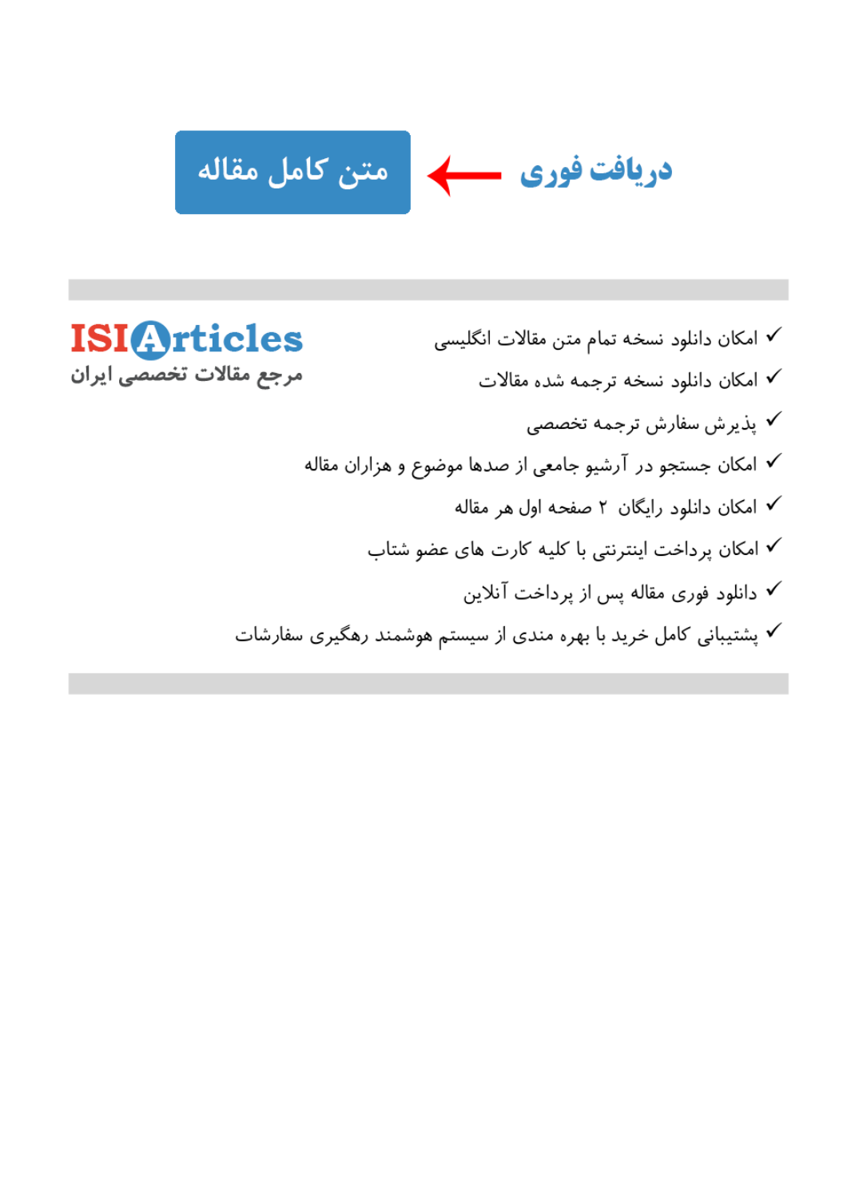دریافت فوری ← متن کامل مقاله

**ISIArticles**
مرجع مقالات تخصصی ایران

- ✓ امکان دانلود نسخه تمام متن مقالات انگلیسی
- ✓ امکان دانلود نسخه ترجمه شده مقالات
- ✓ پذیرش سفارش ترجمه تخصصی
- ✓ امکان جستجو در آرشیو جامعی از صدها موضوع و هزاران مقاله
- ✓ امکان دانلود رایگان ۲ صفحه اول هر مقاله
- ✓ امکان پرداخت اینترنتی با کلیه کارت های عضو شتاب
- ✓ دانلود فوری مقاله پس از پرداخت آنلاین
- ✓ پشتیبانی کامل خرید با بهره مندی از سیستم هوشمند رهگیری سفارشات